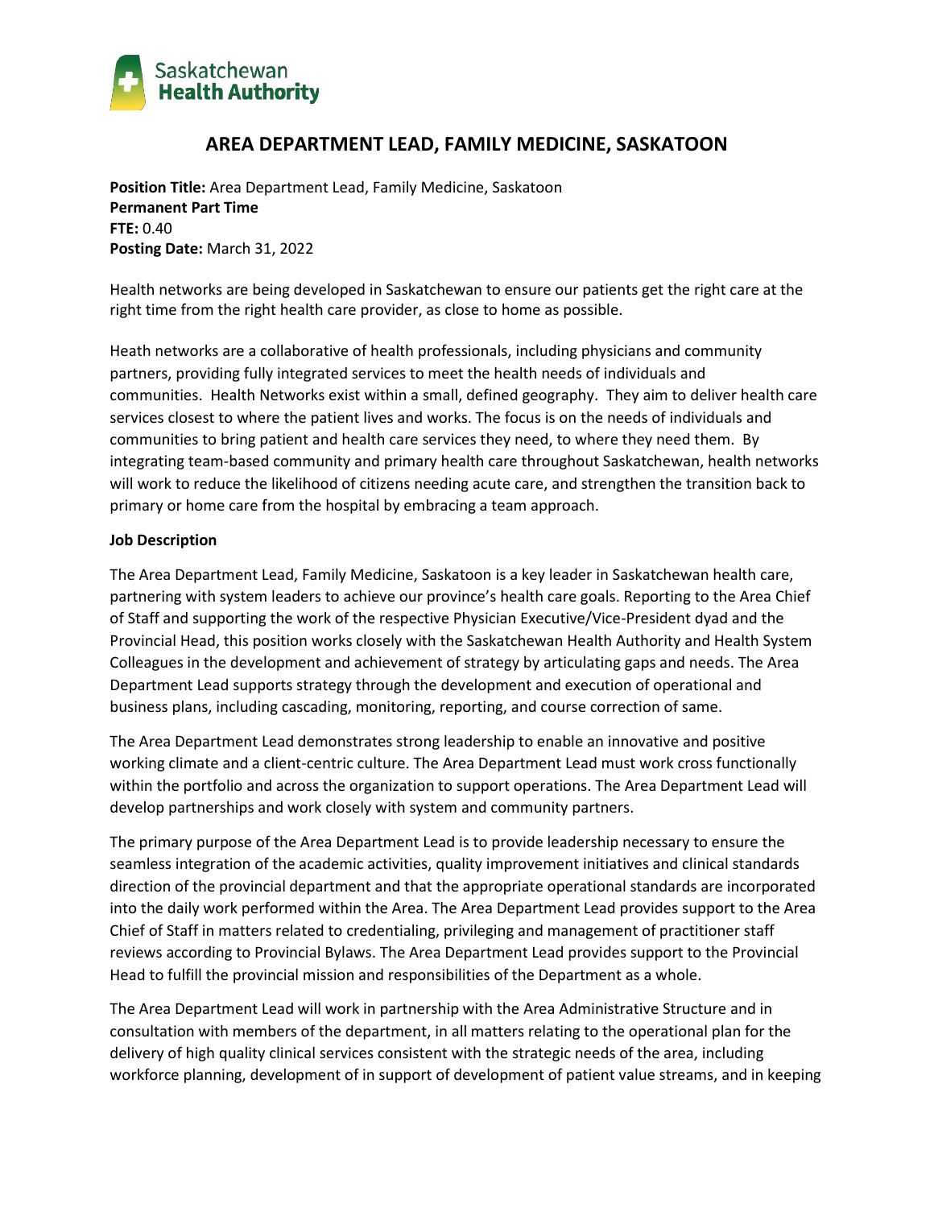# AREA DEPARTMENT LEAD, FAMILY MEDICINE, SASKATOON

**Position Title:** Area Department Lead, Family Medicine, Saskatoon
**Permanent Part Time**
**FTE:** 0.40
**Posting Date:** March 31, 2022

Health networks are being developed in Saskatchewan to ensure our patients get the right care at the right time from the right health care provider, as close to home as possible.

Heath networks are a collaborative of health professionals, including physicians and community partners, providing fully integrated services to meet the health needs of individuals and communities. Health Networks exist within a small, defined geography. They aim to deliver health care services closest to where the patient lives and works. The focus is on the needs of individuals and communities to bring patient and health care services they need, to where they need them. By integrating team-based community and primary health care throughout Saskatchewan, health networks will work to reduce the likelihood of citizens needing acute care, and strengthen the transition back to primary or home care from the hospital by embracing a team approach.

**Job Description**

The Area Department Lead, Family Medicine, Saskatoon is a key leader in Saskatchewan health care, partnering with system leaders to achieve our province's health care goals. Reporting to the Area Chief of Staff and supporting the work of the respective Physician Executive/Vice-President dyad and the Provincial Head, this position works closely with the Saskatchewan Health Authority and Health System Colleagues in the development and achievement of strategy by articulating gaps and needs. The Area Department Lead supports strategy through the development and execution of operational and business plans, including cascading, monitoring, reporting, and course correction of same.

The Area Department Lead demonstrates strong leadership to enable an innovative and positive working climate and a client-centric culture. The Area Department Lead must work cross functionally within the portfolio and across the organization to support operations. The Area Department Lead will develop partnerships and work closely with system and community partners.

The primary purpose of the Area Department Lead is to provide leadership necessary to ensure the seamless integration of the academic activities, quality improvement initiatives and clinical standards direction of the provincial department and that the appropriate operational standards are incorporated into the daily work performed within the Area. The Area Department Lead provides support to the Area Chief of Staff in matters related to credentialing, privileging and management of practitioner staff reviews according to Provincial Bylaws. The Area Department Lead provides support to the Provincial Head to fulfill the provincial mission and responsibilities of the Department as a whole.

The Area Department Lead will work in partnership with the Area Administrative Structure and in consultation with members of the department, in all matters relating to the operational plan for the delivery of high quality clinical services consistent with the strategic needs of the area, including workforce planning, development of in support of development of patient value streams, and in keeping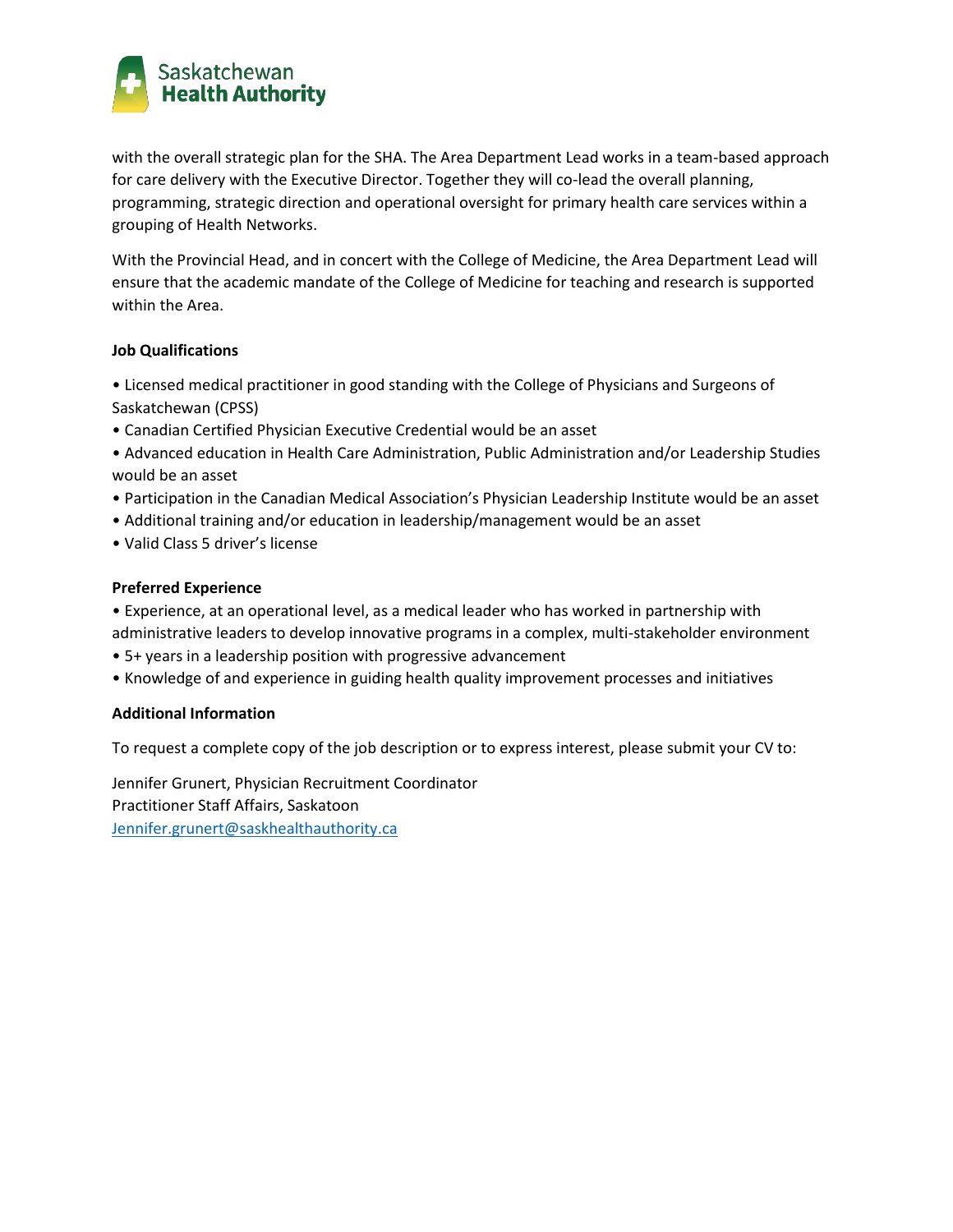with the overall strategic plan for the SHA. The Area Department Lead works in a team-based approach for care delivery with the Executive Director. Together they will co-lead the overall planning, programming, strategic direction and operational oversight for primary health care services within a grouping of Health Networks.

With the Provincial Head, and in concert with the College of Medicine, the Area Department Lead will ensure that the academic mandate of the College of Medicine for teaching and research is supported within the Area.

**Job Qualifications**

- Licensed medical practitioner in good standing with the College of Physicians and Surgeons of Saskatchewan (CPSS)
- Canadian Certified Physician Executive Credential would be an asset
- Advanced education in Health Care Administration, Public Administration and/or Leadership Studies would be an asset
- Participation in the Canadian Medical Association's Physician Leadership Institute would be an asset
- Additional training and/or education in leadership/management would be an asset
- Valid Class 5 driver's license

**Preferred Experience**

- Experience, at an operational level, as a medical leader who has worked in partnership with administrative leaders to develop innovative programs in a complex, multi-stakeholder environment
- 5+ years in a leadership position with progressive advancement
- Knowledge of and experience in guiding health quality improvement processes and initiatives

**Additional Information**

To request a complete copy of the job description or to express interest, please submit your CV to:

Jennifer Grunert, Physician Recruitment Coordinator
Practitioner Staff Affairs, Saskatoon
Jennifer.grunert@saskhealthauthority.ca